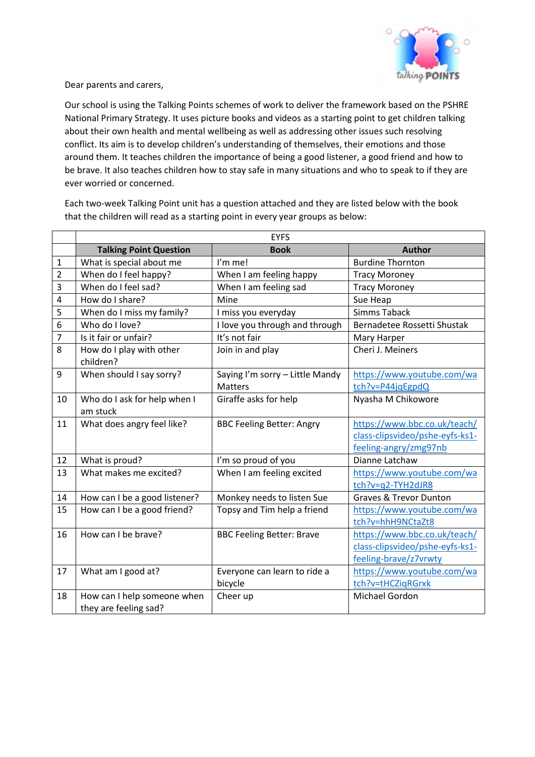Dear parents and carers,

Our school is using the Talking Points schemes of work to deliver the framework based on the PSHRE National Primary Strategy. It uses picture books and videos as a starting point to get children talking about their own health and mental wellbeing as well as addressing other issues such resolving conflict. Its aim is to develop children's understanding of themselves, their emotions and those around them. It teaches children the importance of being a good listener, a good friend and how to be brave. It also teaches children how to stay safe in many situations and who to speak to if they are ever worried or concerned.

Each two-week Talking Point unit has a question attached and they are listed below with the book that the children will read as a starting point in every year groups as below:

| | EYFS | | |
|---|---|---|---|
| | **Talking Point Question** | **Book** | **Author** |
| 1 | What is special about me | I'm me! | Burdine Thornton |
| 2 | When do I feel happy? | When I am feeling happy | Tracy Moroney |
| 3 | When do I feel sad? | When I am feeling sad | Tracy Moroney |
| 4 | How do I share? | Mine | Sue Heap |
| 5 | When do I miss my family? | I miss you everyday | Simms Taback |
| 6 | Who do I love? | I love you through and through | Bernadetee Rossetti Shustak |
| 7 | Is it fair or unfair? | It's not fair | Mary Harper |
| 8 | How do I play with other children? | Join in and play | Cheri J. Meiners |
| 9 | When should I say sorry? | Saying I'm sorry – Little Mandy Matters | https://www.youtube.com/watch?v=P44jqEgpdQ |
| 10 | Who do I ask for help when I am stuck | Giraffe asks for help | Nyasha M Chikowore |
| 11 | What does angry feel like? | BBC Feeling Better: Angry | https://www.bbc.co.uk/teach/class-clipsvideo/pshe-eyfs-ks1-feeling-angry/zmg97nb |
| 12 | What is proud? | I'm so proud of you | Dianne Latchaw |
| 13 | What makes me excited? | When I am feeling excited | https://www.youtube.com/watch?v=q2-TYH2dJR8 |
| 14 | How can I be a good listener? | Monkey needs to listen Sue | Graves & Trevor Dunton |
| 15 | How can I be a good friend? | Topsy and Tim help a friend | https://www.youtube.com/watch?v=hhH9NCtaZt8 |
| 16 | How can I be brave? | BBC Feeling Better: Brave | https://www.bbc.co.uk/teach/class-clipsvideo/pshe-eyfs-ks1-feeling-brave/z7vrwty |
| 17 | What am I good at? | Everyone can learn to ride a bicycle | https://www.youtube.com/watch?v=tHCZiqRGrxk |
| 18 | How can I help someone when they are feeling sad? | Cheer up | Michael Gordon |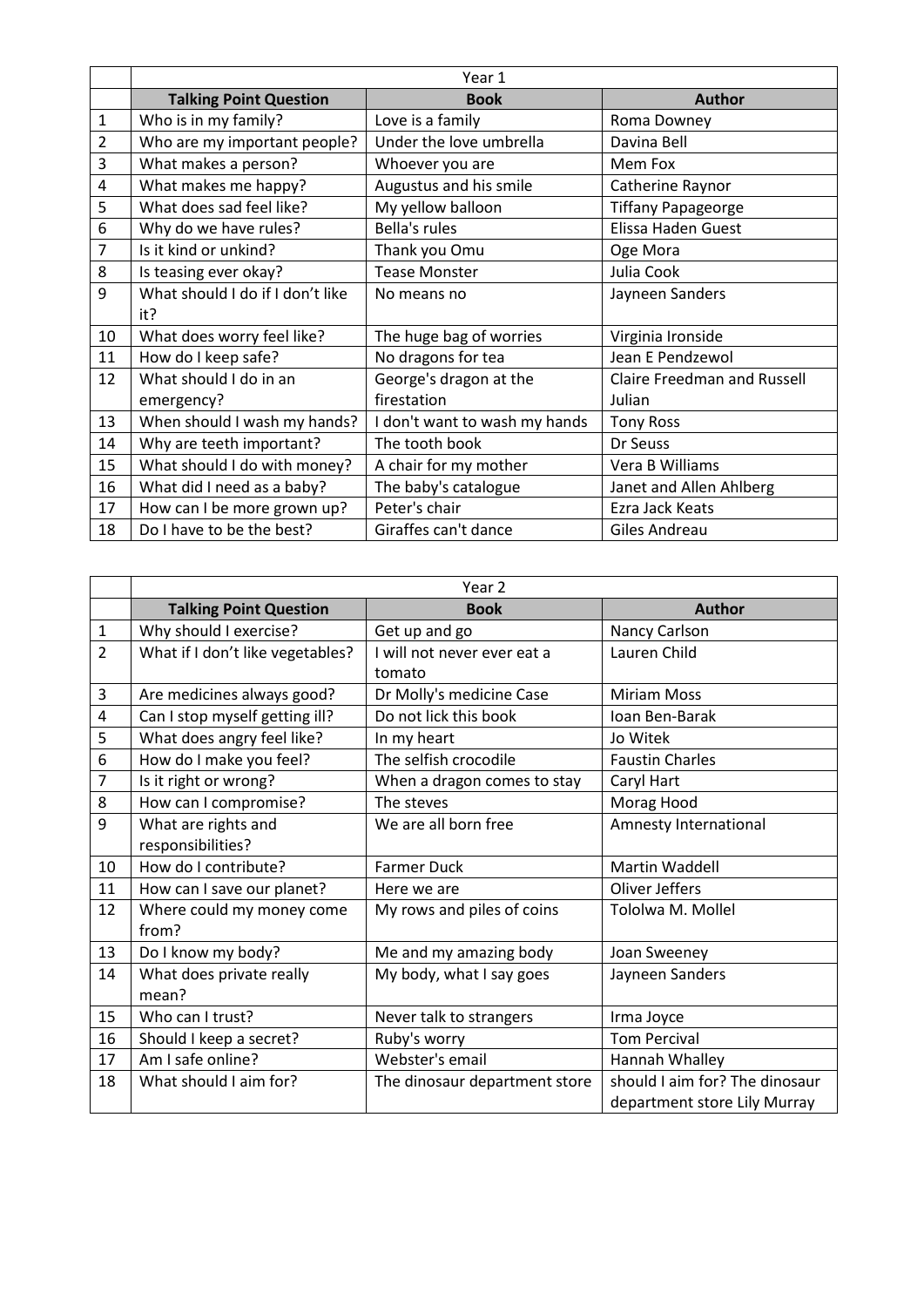| | Year 1 | | |
|---|---|---|---|
| | **Talking Point Question** | **Book** | **Author** |
| 1 | Who is in my family? | Love is a family | Roma Downey |
| 2 | Who are my important people? | Under the love umbrella | Davina Bell |
| 3 | What makes a person? | Whoever you are | Mem Fox |
| 4 | What makes me happy? | Augustus and his smile | Catherine Raynor |
| 5 | What does sad feel like? | My yellow balloon | Tiffany Papageorge |
| 6 | Why do we have rules? | Bella's rules | Elissa Haden Guest |
| 7 | Is it kind or unkind? | Thank you Omu | Oge Mora |
| 8 | Is teasing ever okay? | Tease Monster | Julia Cook |
| 9 | What should I do if I don't like it? | No means no | Jayneen Sanders |
| 10 | What does worry feel like? | The huge bag of worries | Virginia Ironside |
| 11 | How do I keep safe? | No dragons for tea | Jean E Pendzewol |
| 12 | What should I do in an emergency? | George's dragon at the firestation | Claire Freedman and Russell Julian |
| 13 | When should I wash my hands? | I don't want to wash my hands | Tony Ross |
| 14 | Why are teeth important? | The tooth book | Dr Seuss |
| 15 | What should I do with money? | A chair for my mother | Vera B Williams |
| 16 | What did I need as a baby? | The baby's catalogue | Janet and Allen Ahlberg |
| 17 | How can I be more grown up? | Peter's chair | Ezra Jack Keats |
| 18 | Do I have to be the best? | Giraffes can't dance | Giles Andreau |

| | Year 2 | | |
|---|---|---|---|
| | **Talking Point Question** | **Book** | **Author** |
| 1 | Why should I exercise? | Get up and go | Nancy Carlson |
| 2 | What if I don't like vegetables? | I will not never ever eat a tomato | Lauren Child |
| 3 | Are medicines always good? | Dr Molly's medicine Case | Miriam Moss |
| 4 | Can I stop myself getting ill? | Do not lick this book | Ioan Ben-Barak |
| 5 | What does angry feel like? | In my heart | Jo Witek |
| 6 | How do I make you feel? | The selfish crocodile | Faustin Charles |
| 7 | Is it right or wrong? | When a dragon comes to stay | Caryl Hart |
| 8 | How can I compromise? | The steves | Morag Hood |
| 9 | What are rights and responsibilities? | We are all born free | Amnesty International |
| 10 | How do I contribute? | Farmer Duck | Martin Waddell |
| 11 | How can I save our planet? | Here we are | Oliver Jeffers |
| 12 | Where could my money come from? | My rows and piles of coins | Tololwa M. Mollel |
| 13 | Do I know my body? | Me and my amazing body | Joan Sweeney |
| 14 | What does private really mean? | My body, what I say goes | Jayneen Sanders |
| 15 | Who can I trust? | Never talk to strangers | Irma Joyce |
| 16 | Should I keep a secret? | Ruby's worry | Tom Percival |
| 17 | Am I safe online? | Webster's email | Hannah Whalley |
| 18 | What should I aim for? | The dinosaur department store | should I aim for? The dinosaur department store Lily Murray |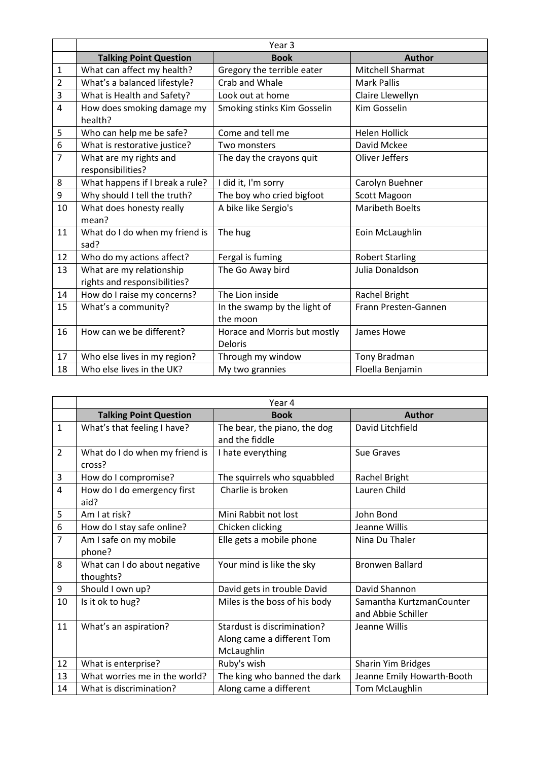| | Year 3 | | |
|---|---|---|---|
| | **Talking Point Question** | **Book** | **Author** |
| 1 | What can affect my health? | Gregory the terrible eater | Mitchell Sharmat |
| 2 | What's a balanced lifestyle? | Crab and Whale | Mark Pallis |
| 3 | What is Health and Safety? | Look out at home | Claire Llewellyn |
| 4 | How does smoking damage my health? | Smoking stinks Kim Gosselin | Kim Gosselin |
| 5 | Who can help me be safe? | Come and tell me | Helen Hollick |
| 6 | What is restorative justice? | Two monsters | David Mckee |
| 7 | What are my rights and responsibilities? | The day the crayons quit | Oliver Jeffers |
| 8 | What happens if I break a rule? | I did it, I'm sorry | Carolyn Buehner |
| 9 | Why should I tell the truth? | The boy who cried bigfoot | Scott Magoon |
| 10 | What does honesty really mean? | A bike like Sergio's | Maribeth Boelts |
| 11 | What do I do when my friend is sad? | The hug | Eoin McLaughlin |
| 12 | Who do my actions affect? | Fergal is fuming | Robert Starling |
| 13 | What are my relationship rights and responsibilities? | The Go Away bird | Julia Donaldson |
| 14 | How do I raise my concerns? | The Lion inside | Rachel Bright |
| 15 | What's a community? | In the swamp by the light of the moon | Frann Presten-Gannen |
| 16 | How can we be different? | Horace and Morris but mostly Deloris | James Howe |
| 17 | Who else lives in my region? | Through my window | Tony Bradman |
| 18 | Who else lives in the UK? | My two grannies | Floella Benjamin |

| | Year 4 | | |
|---|---|---|---|
| | **Talking Point Question** | **Book** | **Author** |
| 1 | What's that feeling I have? | The bear, the piano, the dog and the fiddle | David Litchfield |
| 2 | What do I do when my friend is cross? | I hate everything | Sue Graves |
| 3 | How do I compromise? | The squirrels who squabbled | Rachel Bright |
| 4 | How do I do emergency first aid? | Charlie is broken | Lauren Child |
| 5 | Am I at risk? | Mini Rabbit not lost | John Bond |
| 6 | How do I stay safe online? | Chicken clicking | Jeanne Willis |
| 7 | Am I safe on my mobile phone? | Elle gets a mobile phone | Nina Du Thaler |
| 8 | What can I do about negative thoughts? | Your mind is like the sky | Bronwen Ballard |
| 9 | Should I own up? | David gets in trouble David | David Shannon |
| 10 | Is it ok to hug? | Miles is the boss of his body | Samantha KurtzmanCounter and Abbie Schiller |
| 11 | What's an aspiration? | Stardust is discrimination? Along came a different Tom McLaughlin | Jeanne Willis |
| 12 | What is enterprise? | Ruby's wish | Sharin Yim Bridges |
| 13 | What worries me in the world? | The king who banned the dark | Jeanne Emily Howarth-Booth |
| 14 | What is discrimination? | Along came a different | Tom McLaughlin |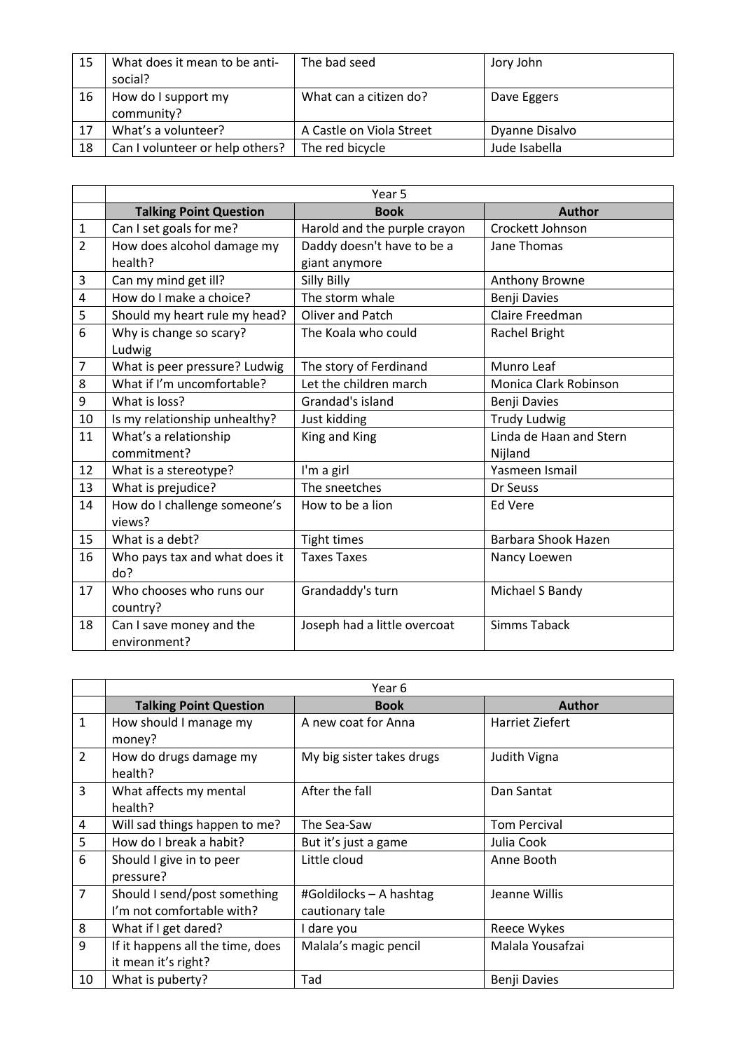| 15 | What does it mean to be anti-social? | The bad seed | Jory John |
|---|---|---|---|
| 16 | How do I support my community? | What can a citizen do? | Dave Eggers |
| 17 | What's a volunteer? | A Castle on Viola Street | Dyanne Disalvo |
| 18 | Can I volunteer or help others? | The red bicycle | Jude Isabella |

| | Year 5 | | |
|---|---|---|---|
| | **Talking Point Question** | **Book** | **Author** |
| 1 | Can I set goals for me? | Harold and the purple crayon | Crockett Johnson |
| 2 | How does alcohol damage my health? | Daddy doesn't have to be a giant anymore | Jane Thomas |
| 3 | Can my mind get ill? | Silly Billy | Anthony Browne |
| 4 | How do I make a choice? | The storm whale | Benji Davies |
| 5 | Should my heart rule my head? | Oliver and Patch | Claire Freedman |
| 6 | Why is change so scary? Ludwig | The Koala who could | Rachel Bright |
| 7 | What is peer pressure? Ludwig | The story of Ferdinand | Munro Leaf |
| 8 | What if I'm uncomfortable? | Let the children march | Monica Clark Robinson |
| 9 | What is loss? | Grandad's island | Benji Davies |
| 10 | Is my relationship unhealthy? | Just kidding | Trudy Ludwig |
| 11 | What's a relationship commitment? | King and King | Linda de Haan and Stern Nijland |
| 12 | What is a stereotype? | I'm a girl | Yasmeen Ismail |
| 13 | What is prejudice? | The sneetches | Dr Seuss |
| 14 | How do I challenge someone's views? | How to be a lion | Ed Vere |
| 15 | What is a debt? | Tight times | Barbara Shook Hazen |
| 16 | Who pays tax and what does it do? | Taxes Taxes | Nancy Loewen |
| 17 | Who chooses who runs our country? | Grandaddy's turn | Michael S Bandy |
| 18 | Can I save money and the environment? | Joseph had a little overcoat | Simms Taback |

| | Year 6 | | |
|---|---|---|---|
| | **Talking Point Question** | **Book** | **Author** |
| 1 | How should I manage my money? | A new coat for Anna | Harriet Ziefert |
| 2 | How do drugs damage my health? | My big sister takes drugs | Judith Vigna |
| 3 | What affects my mental health? | After the fall | Dan Santat |
| 4 | Will sad things happen to me? | The Sea-Saw | Tom Percival |
| 5 | How do I break a habit? | But it's just a game | Julia Cook |
| 6 | Should I give in to peer pressure? | Little cloud | Anne Booth |
| 7 | Should I send/post something I'm not comfortable with? | #Goldilocks – A hashtag cautionary tale | Jeanne Willis |
| 8 | What if I get dared? | I dare you | Reece Wykes |
| 9 | If it happens all the time, does it mean it's right? | Malala's magic pencil | Malala Yousafzai |
| 10 | What is puberty? | Tad | Benji Davies |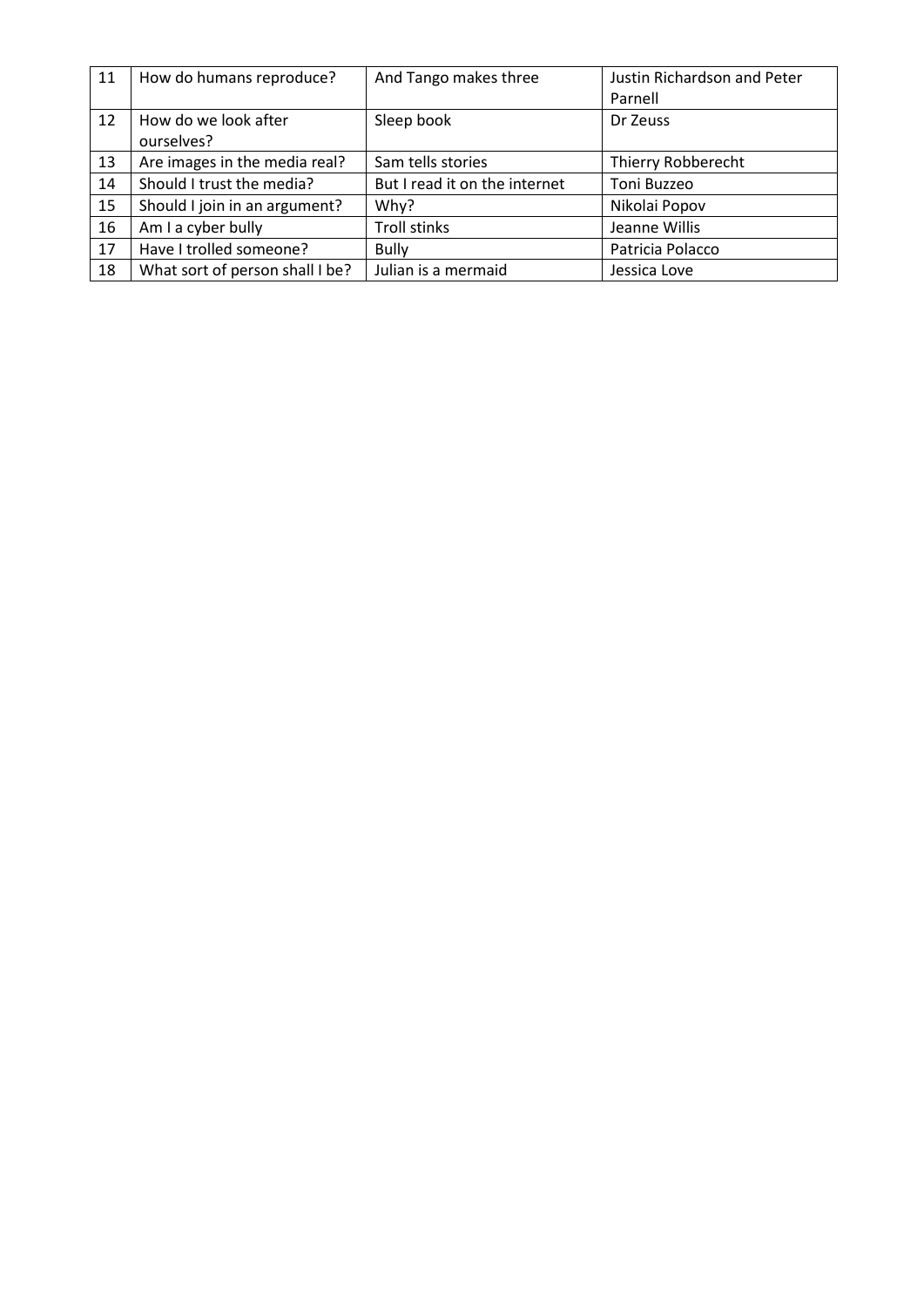| | | | |
|---|---|---|---|
| 11 | How do humans reproduce? | And Tango makes three | Justin Richardson and Peter Parnell |
| 12 | How do we look after ourselves? | Sleep book | Dr Zeuss |
| 13 | Are images in the media real? | Sam tells stories | Thierry Robberecht |
| 14 | Should I trust the media? | But I read it on the internet | Toni Buzzeo |
| 15 | Should I join in an argument? | Why? | Nikolai Popov |
| 16 | Am I a cyber bully | Troll stinks | Jeanne Willis |
| 17 | Have I trolled someone? | Bully | Patricia Polacco |
| 18 | What sort of person shall I be? | Julian is a mermaid | Jessica Love |